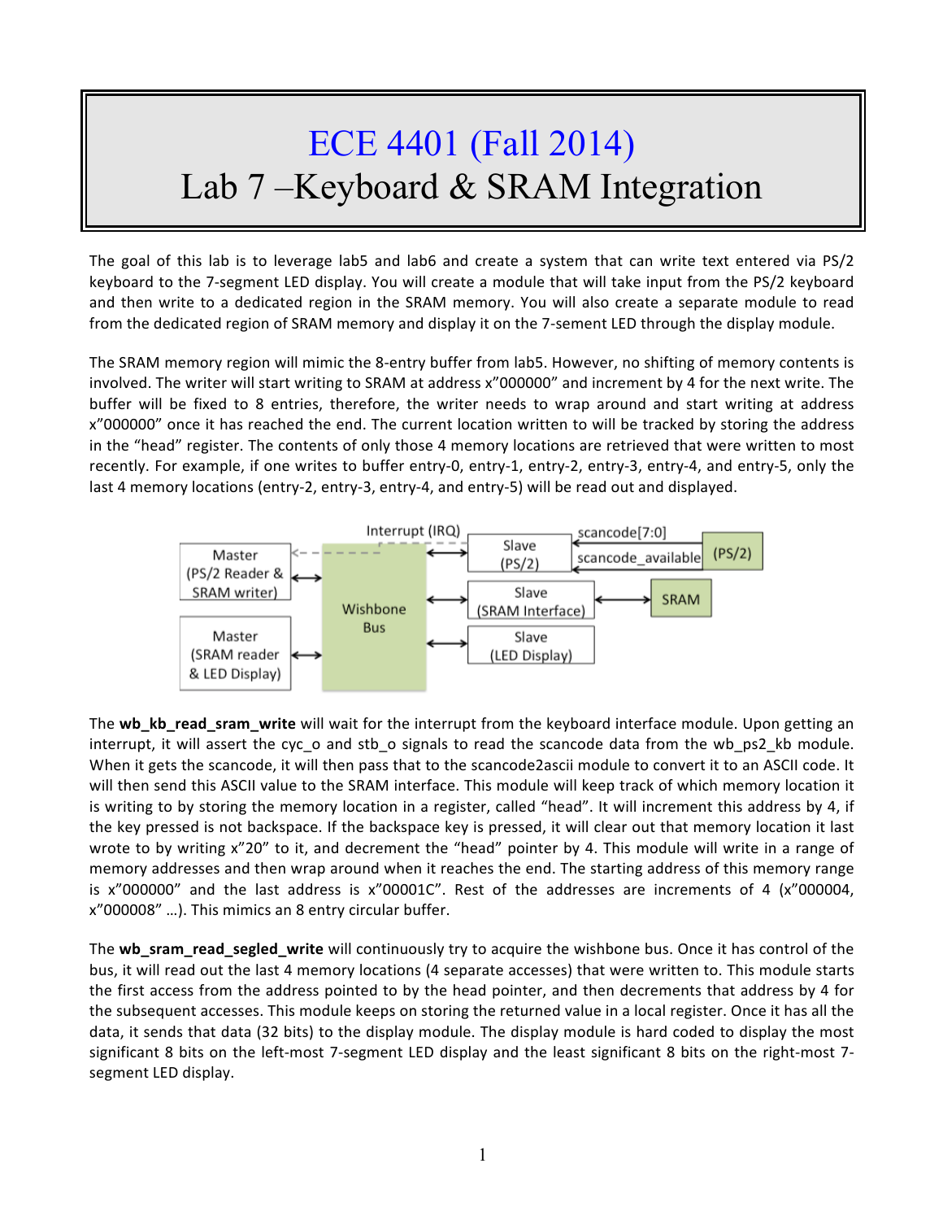# ECE 4401 (Fall 2014)
# Lab 7 –Keyboard & SRAM Integration

The goal of this lab is to leverage lab5 and lab6 and create a system that can write text entered via PS/2 keyboard to the 7-segment LED display. You will create a module that will take input from the PS/2 keyboard and then write to a dedicated region in the SRAM memory. You will also create a separate module to read from the dedicated region of SRAM memory and display it on the 7-sement LED through the display module.

The SRAM memory region will mimic the 8-entry buffer from lab5. However, no shifting of memory contents is involved. The writer will start writing to SRAM at address x"000000" and increment by 4 for the next write. The buffer will be fixed to 8 entries, therefore, the writer needs to wrap around and start writing at address x"000000" once it has reached the end. The current location written to will be tracked by storing the address in the "head" register. The contents of only those 4 memory locations are retrieved that were written to most recently. For example, if one writes to buffer entry-0, entry-1, entry-2, entry-3, entry-4, and entry-5, only the last 4 memory locations (entry-2, entry-3, entry-4, and entry-5) will be read out and displayed.

The **wb_kb_read_sram_write** will wait for the interrupt from the keyboard interface module. Upon getting an interrupt, it will assert the cyc_o and stb_o signals to read the scancode data from the wb_ps2_kb module. When it gets the scancode, it will then pass that to the scancode2ascii module to convert it to an ASCII code. It will then send this ASCII value to the SRAM interface. This module will keep track of which memory location it is writing to by storing the memory location in a register, called "head". It will increment this address by 4, if the key pressed is not backspace. If the backspace key is pressed, it will clear out that memory location it last wrote to by writing x"20" to it, and decrement the "head" pointer by 4. This module will write in a range of memory addresses and then wrap around when it reaches the end. The starting address of this memory range is x"000000" and the last address is x"00001C". Rest of the addresses are increments of 4 (x"000004, x"000008" …). This mimics an 8 entry circular buffer.

The **wb_sram_read_segled_write** will continuously try to acquire the wishbone bus. Once it has control of the bus, it will read out the last 4 memory locations (4 separate accesses) that were written to. This module starts the first access from the address pointed to by the head pointer, and then decrements that address by 4 for the subsequent accesses. This module keeps on storing the returned value in a local register. Once it has all the data, it sends that data (32 bits) to the display module. The display module is hard coded to display the most significant 8 bits on the left-most 7-segment LED display and the least significant 8 bits on the right-most 7-segment LED display.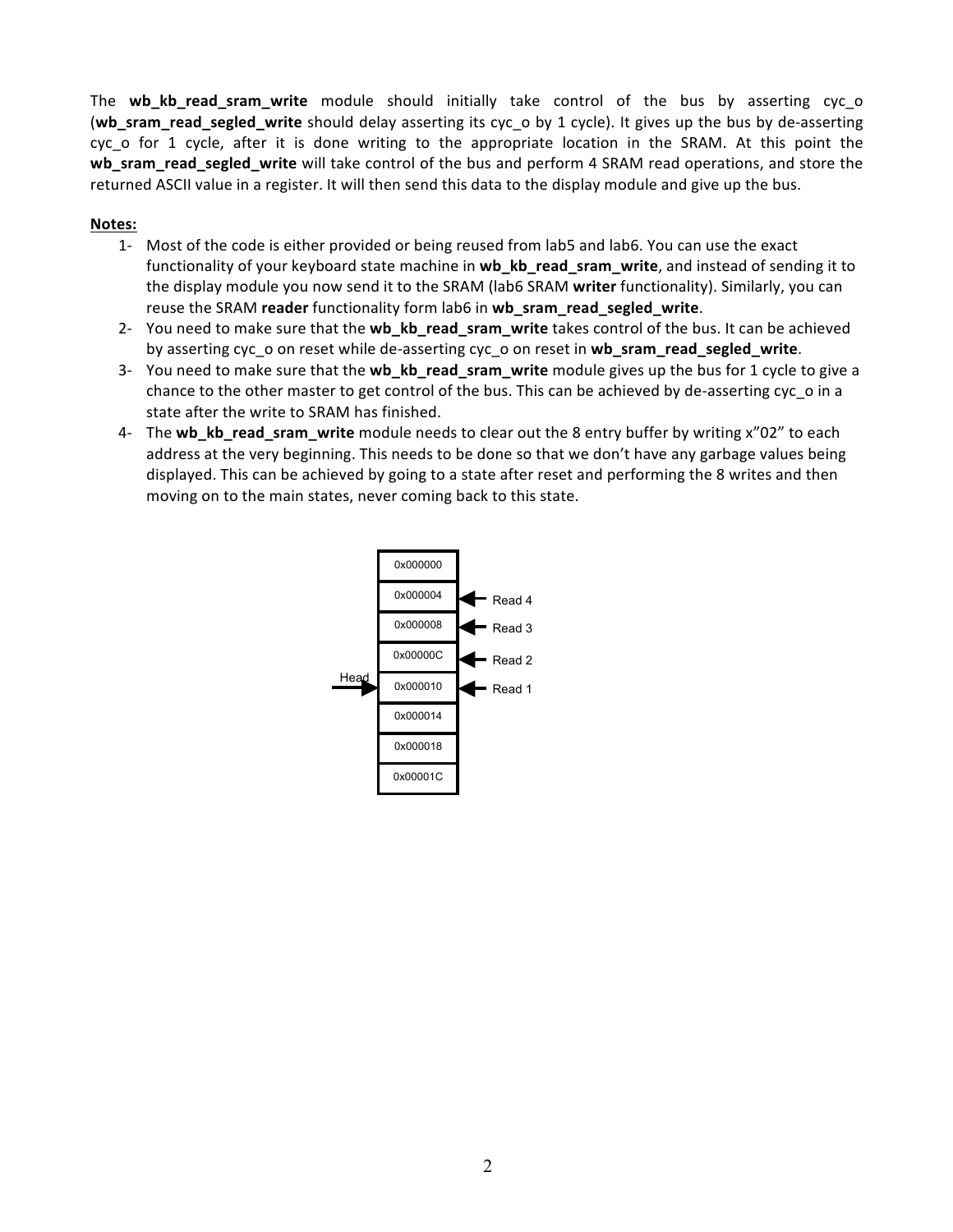The **wb_kb_read_sram_write** module should initially take control of the bus by asserting cyc_o (**wb_sram_read_segled_write** should delay asserting its cyc_o by 1 cycle). It gives up the bus by de-asserting cyc_o for 1 cycle, after it is done writing to the appropriate location in the SRAM. At this point the **wb_sram_read_segled_write** will take control of the bus and perform 4 SRAM read operations, and store the returned ASCII value in a register. It will then send this data to the display module and give up the bus.

**Notes:**

1- Most of the code is either provided or being reused from lab5 and lab6. You can use the exact functionality of your keyboard state machine in **wb_kb_read_sram_write**, and instead of sending it to the display module you now send it to the SRAM (lab6 SRAM **writer** functionality). Similarly, you can reuse the SRAM **reader** functionality form lab6 in **wb_sram_read_segled_write**.

2- You need to make sure that the **wb_kb_read_sram_write** takes control of the bus. It can be achieved by asserting cyc_o on reset while de-asserting cyc_o on reset in **wb_sram_read_segled_write**.

3- You need to make sure that the **wb_kb_read_sram_write** module gives up the bus for 1 cycle to give a chance to the other master to get control of the bus. This can be achieved by de-asserting cyc_o in a state after the write to SRAM has finished.

4- The **wb_kb_read_sram_write** module needs to clear out the 8 entry buffer by writing x"02" to each address at the very beginning. This needs to be done so that we don't have any garbage values being displayed. This can be achieved by going to a state after reset and performing the 8 writes and then moving on to the main states, never coming back to this state.

0x000000
0x000004 ← Read 4
0x000008 ← Read 3
0x00000C ← Read 2
Head → 0x000010 ← Read 1
0x000014
0x000018
0x00001C